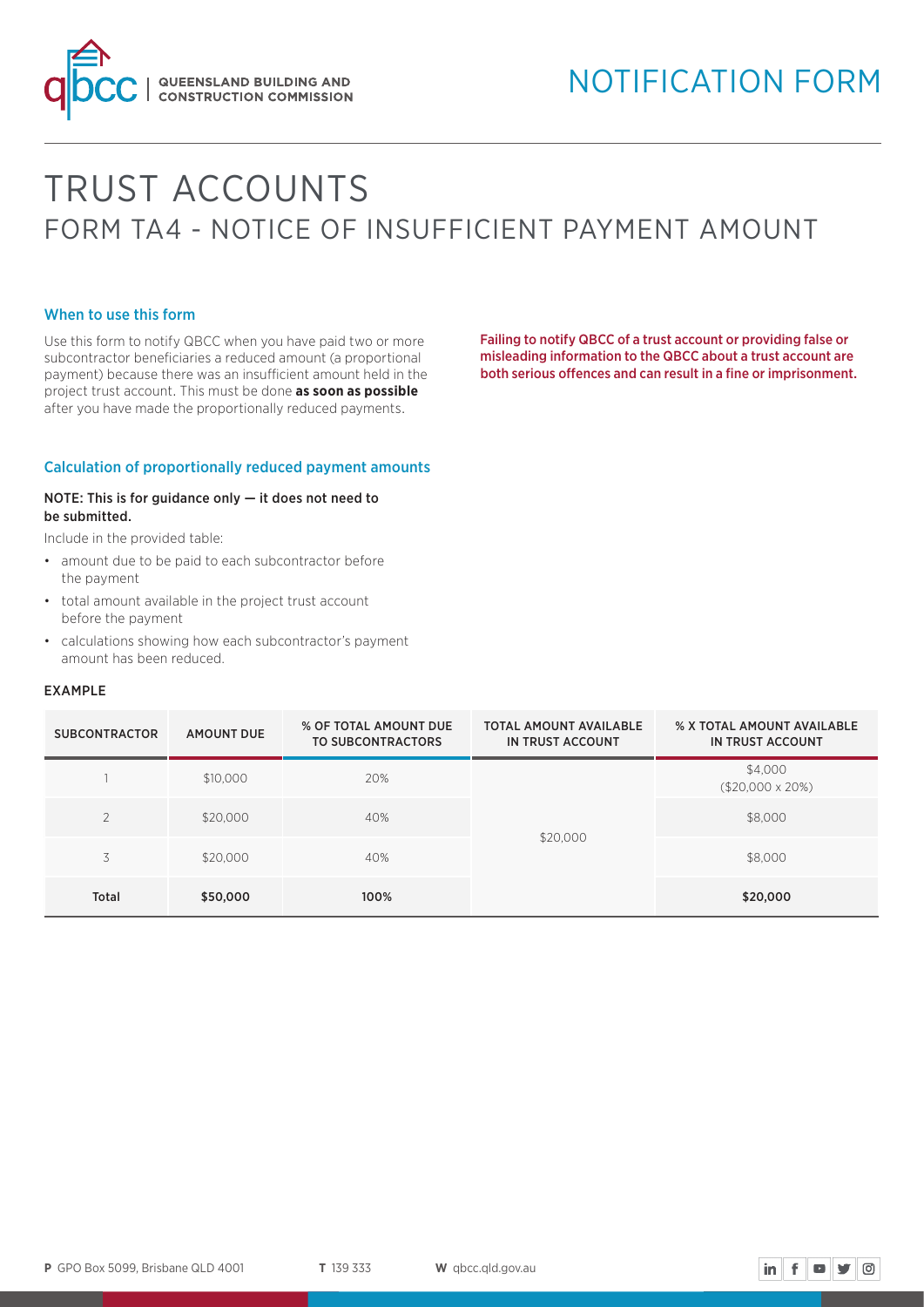QUEENSLAND BUILDING AND CONSTRUCTION COMMISSION

NOTIFICATION FORM

# TRUST ACCOUNTS
## FORM TA4 - NOTICE OF INSUFFICIENT PAYMENT AMOUNT

### When to use this form

Use this form to notify QBCC when you have paid two or more subcontractor beneficiaries a reduced amount (a proportional payment) because there was an insufficient amount held in the project trust account. This must be done **as soon as possible** after you have made the proportionally reduced payments.

**Failing to notify QBCC of a trust account or providing false or misleading information to the QBCC about a trust account are both serious offences and can result in a fine or imprisonment.**

### Calculation of proportionally reduced payment amounts

**NOTE: This is for guidance only — it does not need to be submitted.**

Include in the provided table:

- amount due to be paid to each subcontractor before the payment
- total amount available in the project trust account before the payment
- calculations showing how each subcontractor's payment amount has been reduced.

**EXAMPLE**

| SUBCONTRACTOR | AMOUNT DUE | % OF TOTAL AMOUNT DUE TO SUBCONTRACTORS | TOTAL AMOUNT AVAILABLE IN TRUST ACCOUNT | % X TOTAL AMOUNT AVAILABLE IN TRUST ACCOUNT |
|---|---|---|---|---|
| 1 | $10,000 | 20% | $20,000 | $4,000 ($20,000 x 20%) |
| 2 | $20,000 | 40% | | $8,000 |
| 3 | $20,000 | 40% | | $8,000 |
| **Total** | **$50,000** | **100%** | | **$20,000** |

**P** GPO Box 5099, Brisbane QLD 4001 **T** 139 333 **W** qbcc.qld.gov.au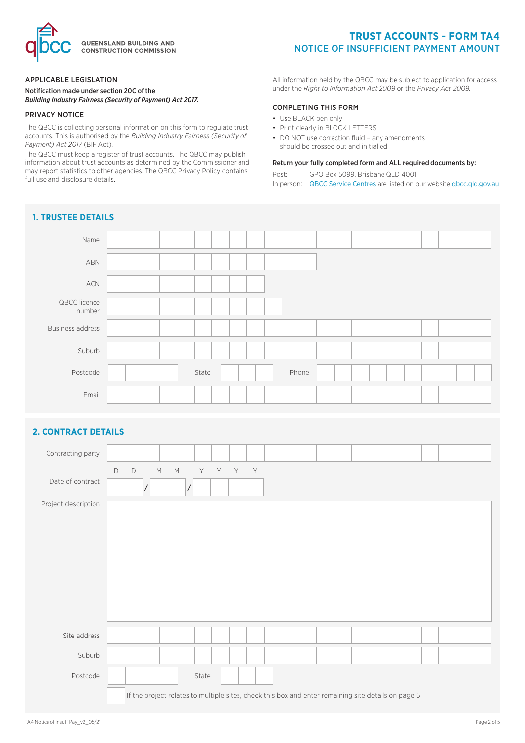QUEENSLAND BUILDING AND CONSTRUCTION COMMISSION

# TRUST ACCOUNTS - FORM TA4
## NOTICE OF INSUFFICIENT PAYMENT AMOUNT

### APPLICABLE LEGISLATION

**Notification made under section 20C of the *Building Industry Fairness (Security of Payment) Act 2017.***

### PRIVACY NOTICE

The QBCC is collecting personal information on this form to regulate trust accounts. This is authorised by the *Building Industry Fairness (Security of Payment) Act 2017* (BIF Act).

The QBCC must keep a register of trust accounts. The QBCC may publish information about trust accounts as determined by the Commissioner and may report statistics to other agencies. The QBCC Privacy Policy contains full use and disclosure details.

All information held by the QBCC may be subject to application for access under the *Right to Information Act 2009* or the *Privacy Act 2009.*

### COMPLETING THIS FORM

- Use BLACK pen only
- Print clearly in BLOCK LETTERS
- DO NOT use correction fluid – any amendments should be crossed out and initialled.

**Return your fully completed form and ALL required documents by:**

Post: GPO Box 5099, Brisbane QLD 4001

In person: QBCC Service Centres are listed on our website qbcc.qld.gov.au

## 1. TRUSTEE DETAILS

Name

ABN

ACN

QBCC licence number

Business address

Suburb

Postcode State Phone

Email

## 2. CONTRACT DETAILS

Contracting party

Date of contract D D / M M / Y Y Y Y

Project description

Site address

Suburb

Postcode State

☐ If the project relates to multiple sites, check this box and enter remaining site details on page 5

TA4 Notice of Insuff Pay_v2_05/21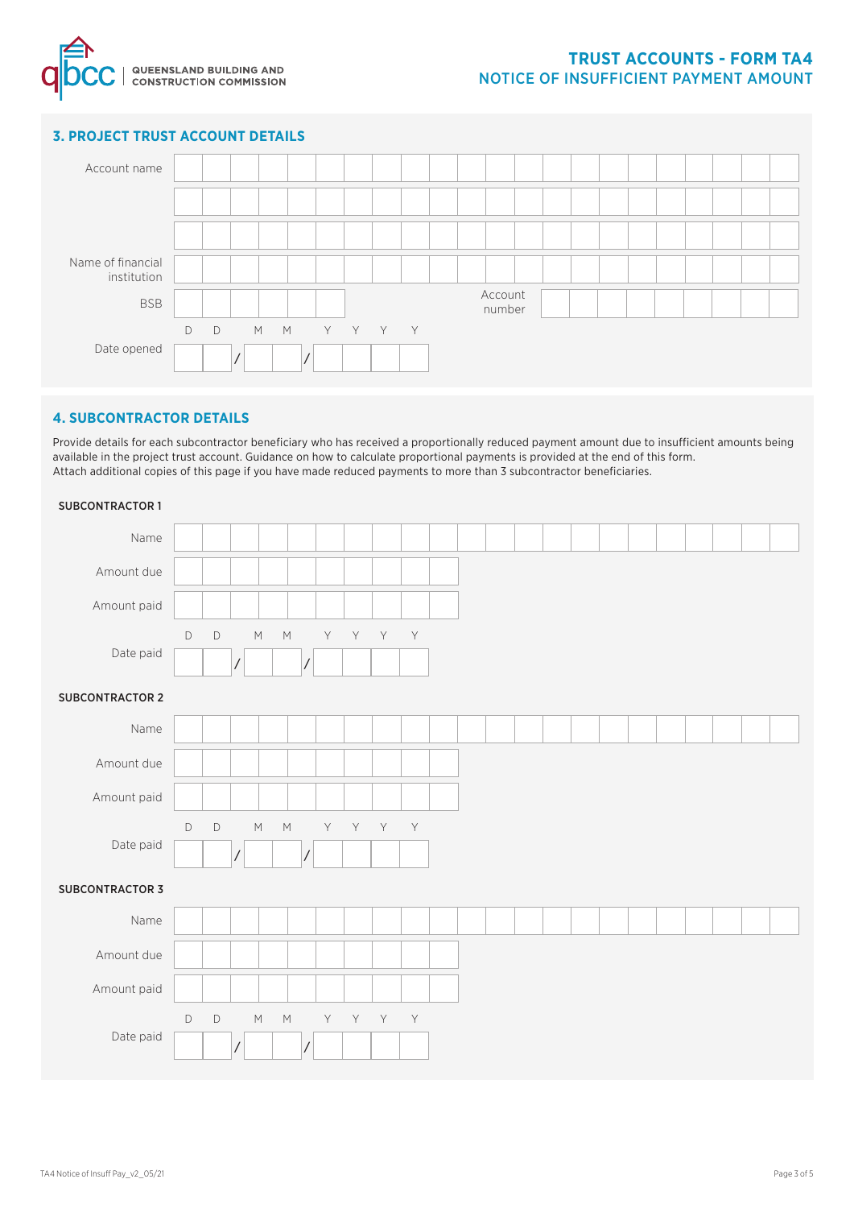## 3. PROJECT TRUST ACCOUNT DETAILS

Account name

Name of financial institution

BSB

Account number

Date opened DD / MM / YYYY

## 4. SUBCONTRACTOR DETAILS

Provide details for each subcontractor beneficiary who has received a proportionally reduced payment amount due to insufficient amounts being available in the project trust account. Guidance on how to calculate proportional payments is provided at the end of this form.
Attach additional copies of this page if you have made reduced payments to more than 3 subcontractor beneficiaries.

### SUBCONTRACTOR 1

Name

Amount due

Amount paid

Date paid DD / MM / YYYY

### SUBCONTRACTOR 2

Name

Amount due

Amount paid

Date paid DD / MM / YYYY

### SUBCONTRACTOR 3

Name

Amount due

Amount paid

Date paid DD / MM / YYYY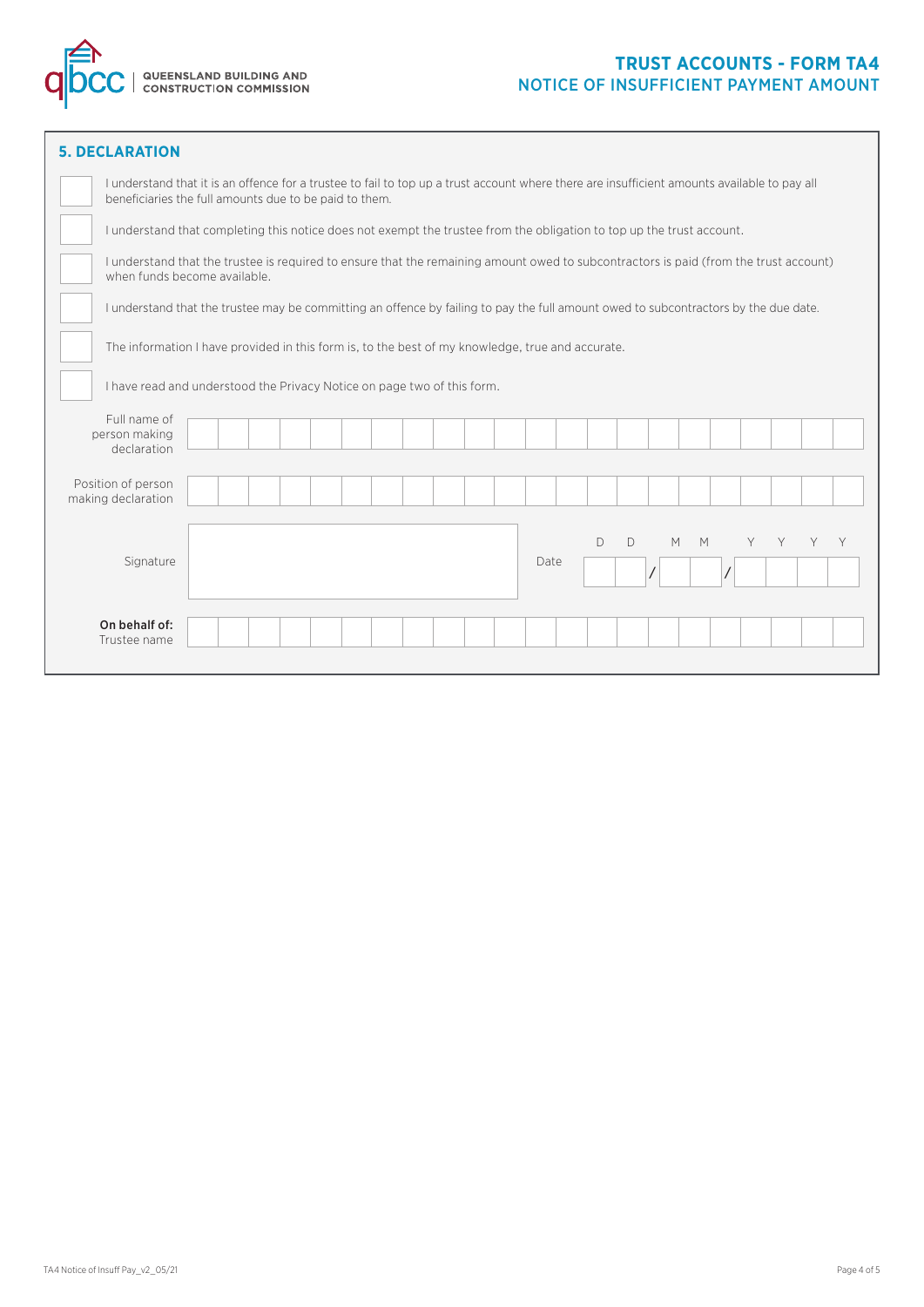## 5. DECLARATION

- [ ] I understand that it is an offence for a trustee to fail to top up a trust account where there are insufficient amounts available to pay all beneficiaries the full amounts due to be paid to them.
- [ ] I understand that completing this notice does not exempt the trustee from the obligation to top up the trust account.
- [ ] I understand that the trustee is required to ensure that the remaining amount owed to subcontractors is paid (from the trust account) when funds become available.
- [ ] I understand that the trustee may be committing an offence by failing to pay the full amount owed to subcontractors by the due date.
- [ ] The information I have provided in this form is, to the best of my knowledge, true and accurate.
- [ ] I have read and understood the Privacy Notice on page two of this form.

Full name of person making declaration: ______________________

Position of person making declaration: ______________________

Signature: ______________________ Date: DD / MM / YYYY

**On behalf of:** Trustee name: ______________________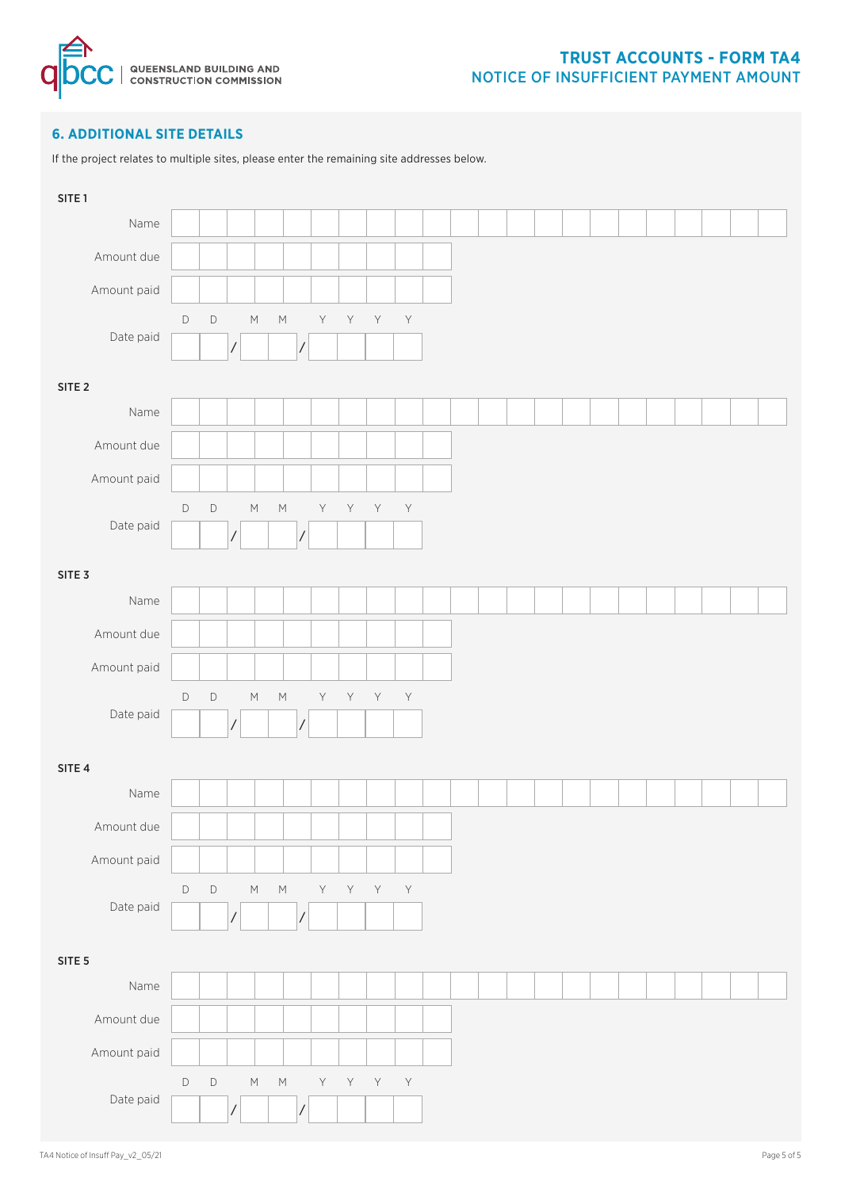## 6. ADDITIONAL SITE DETAILS

If the project relates to multiple sites, please enter the remaining site addresses below.

**SITE 1**

Name

Amount due

Amount paid

Date paid DD / MM / YYYY

**SITE 2**

Name

Amount due

Amount paid

Date paid DD / MM / YYYY

**SITE 3**

Name

Amount due

Amount paid

Date paid DD / MM / YYYY

**SITE 4**

Name

Amount due

Amount paid

Date paid DD / MM / YYYY

**SITE 5**

Name

Amount due

Amount paid

Date paid DD / MM / YYYY